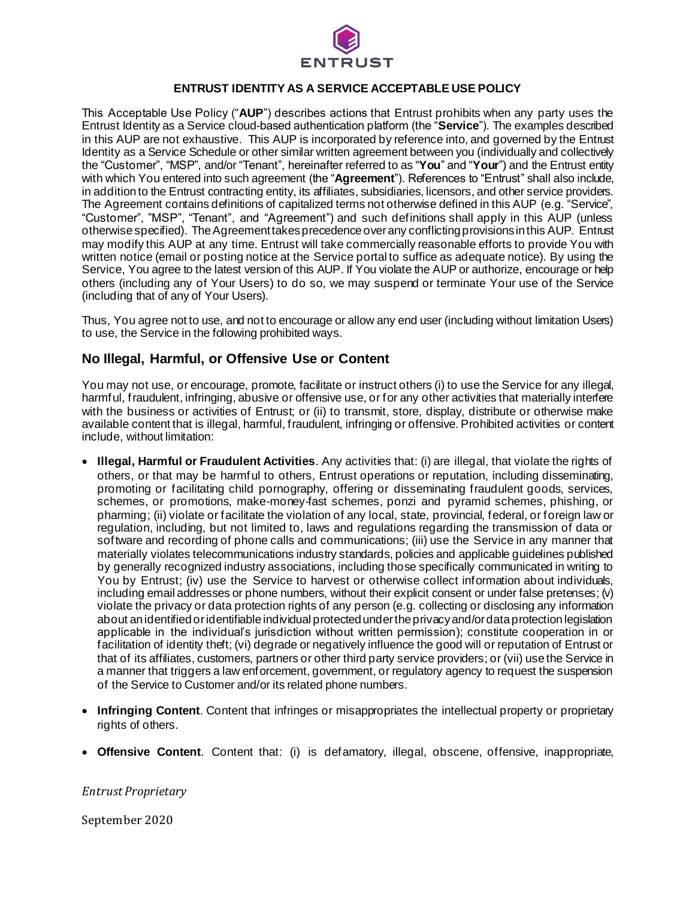# ENTRUST IDENTITY AS A SERVICE ACCEPTABLE USE POLICY

This Acceptable Use Policy ("**AUP**") describes actions that Entrust prohibits when any party uses the Entrust Identity as a Service cloud-based authentication platform (the "**Service**"). The examples described in this AUP are not exhaustive. This AUP is incorporated by reference into, and governed by the Entrust Identity as a Service Schedule or other similar written agreement between you (individually and collectively the "Customer", "MSP", and/or "Tenant", hereinafter referred to as "**You**" and "**Your**") and the Entrust entity with which You entered into such agreement (the "**Agreement**"). References to "Entrust" shall also include, in addition to the Entrust contracting entity, its affiliates, subsidiaries, licensors, and other service providers. The Agreement contains definitions of capitalized terms not otherwise defined in this AUP (e.g. "Service", "Customer", "MSP", "Tenant", and "Agreement") and such definitions shall apply in this AUP (unless otherwise specified). The Agreement takes precedence over any conflicting provisions in this AUP. Entrust may modify this AUP at any time. Entrust will take commercially reasonable efforts to provide You with written notice (email or posting notice at the Service portal to suffice as adequate notice). By using the Service, You agree to the latest version of this AUP. If You violate the AUP or authorize, encourage or help others (including any of Your Users) to do so, we may suspend or terminate Your use of the Service (including that of any of Your Users).

Thus, You agree not to use, and not to encourage or allow any end user (including without limitation Users) to use, the Service in the following prohibited ways.

## No Illegal, Harmful, or Offensive Use or Content

You may not use, or encourage, promote, facilitate or instruct others (i) to use the Service for any illegal, harmful, fraudulent, infringing, abusive or offensive use, or for any other activities that materially interfere with the business or activities of Entrust; or (ii) to transmit, store, display, distribute or otherwise make available content that is illegal, harmful, fraudulent, infringing or offensive. Prohibited activities or content include, without limitation:

- **Illegal, Harmful or Fraudulent Activities**. Any activities that: (i) are illegal, that violate the rights of others, or that may be harmful to others, Entrust operations or reputation, including disseminating, promoting or facilitating child pornography, offering or disseminating fraudulent goods, services, schemes, or promotions, make-money-fast schemes, ponzi and pyramid schemes, phishing, or pharming; (ii) violate or facilitate the violation of any local, state, provincial, federal, or foreign law or regulation, including, but not limited to, laws and regulations regarding the transmission of data or software and recording of phone calls and communications; (iii) use the Service in any manner that materially violates telecommunications industry standards, policies and applicable guidelines published by generally recognized industry associations, including those specifically communicated in writing to You by Entrust; (iv) use the Service to harvest or otherwise collect information about individuals, including email addresses or phone numbers, without their explicit consent or under false pretenses; (v) violate the privacy or data protection rights of any person (e.g. collecting or disclosing any information about an identified or identifiable individual protected under the privacy and/or data protection legislation applicable in the individual's jurisdiction without written permission); constitute cooperation in or facilitation of identity theft; (vi) degrade or negatively influence the good will or reputation of Entrust or that of its affiliates, customers, partners or other third party service providers; or (vii) use the Service in a manner that triggers a law enforcement, government, or regulatory agency to request the suspension of the Service to Customer and/or its related phone numbers.

- **Infringing Content**. Content that infringes or misappropriates the intellectual property or proprietary rights of others.

- **Offensive Content**. Content that: (i) is defamatory, illegal, obscene, offensive, inappropriate,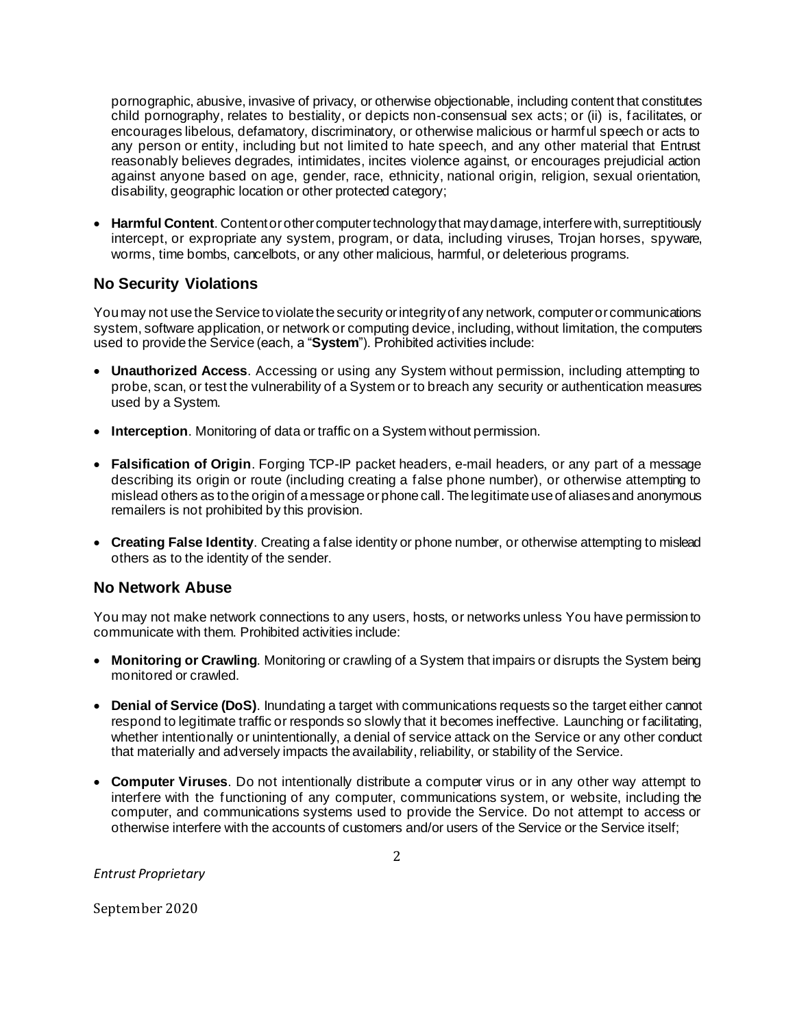pornographic, abusive, invasive of privacy, or otherwise objectionable, including content that constitutes child pornography, relates to bestiality, or depicts non-consensual sex acts; or (ii) is, facilitates, or encourages libelous, defamatory, discriminatory, or otherwise malicious or harmful speech or acts to any person or entity, including but not limited to hate speech, and any other material that Entrust reasonably believes degrades, intimidates, incites violence against, or encourages prejudicial action against anyone based on age, gender, race, ethnicity, national origin, religion, sexual orientation, disability, geographic location or other protected category;

- **Harmful Content**. Content or other computer technology that may damage, interfere with, surreptitiously intercept, or expropriate any system, program, or data, including viruses, Trojan horses, spyware, worms, time bombs, cancelbots, or any other malicious, harmful, or deleterious programs.

## No Security Violations

You may not use the Service to violate the security or integrity of any network, computer or communications system, software application, or network or computing device, including, without limitation, the computers used to provide the Service (each, a "**System**"). Prohibited activities include:

- **Unauthorized Access**. Accessing or using any System without permission, including attempting to probe, scan, or test the vulnerability of a System or to breach any security or authentication measures used by a System.

- **Interception**. Monitoring of data or traffic on a System without permission.

- **Falsification of Origin**. Forging TCP-IP packet headers, e-mail headers, or any part of a message describing its origin or route (including creating a false phone number), or otherwise attempting to mislead others as to the origin of a message or phone call. The legitimate use of aliases and anonymous remailers is not prohibited by this provision.

- **Creating False Identity**. Creating a false identity or phone number, or otherwise attempting to mislead others as to the identity of the sender.

## No Network Abuse

You may not make network connections to any users, hosts, or networks unless You have permission to communicate with them. Prohibited activities include:

- **Monitoring or Crawling**. Monitoring or crawling of a System that impairs or disrupts the System being monitored or crawled.

- **Denial of Service (DoS)**. Inundating a target with communications requests so the target either cannot respond to legitimate traffic or responds so slowly that it becomes ineffective. Launching or facilitating, whether intentionally or unintentionally, a denial of service attack on the Service or any other conduct that materially and adversely impacts the availability, reliability, or stability of the Service.

- **Computer Viruses**. Do not intentionally distribute a computer virus or in any other way attempt to interfere with the functioning of any computer, communications system, or website, including the computer, and communications systems used to provide the Service. Do not attempt to access or otherwise interfere with the accounts of customers and/or users of the Service or the Service itself;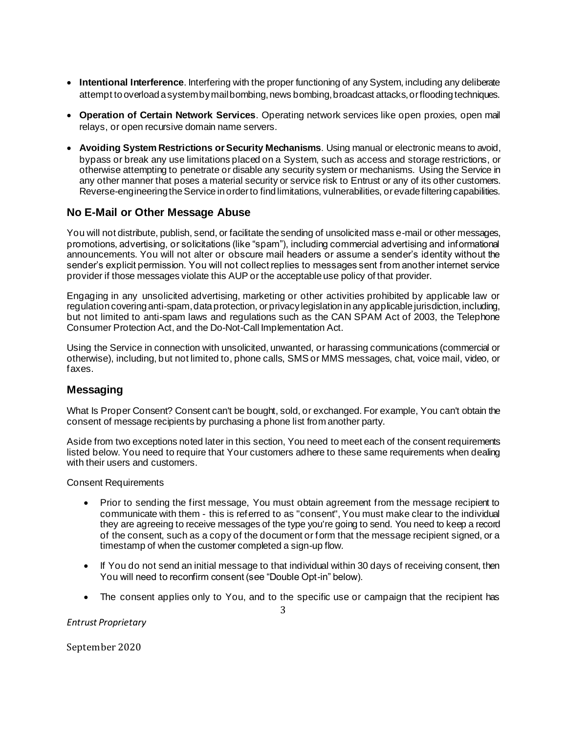- **Intentional Interference**. Interfering with the proper functioning of any System, including any deliberate attempt to overload a system by mail bombing, news bombing, broadcast attacks, or flooding techniques.
- **Operation of Certain Network Services**. Operating network services like open proxies, open mail relays, or open recursive domain name servers.
- **Avoiding System Restrictions or Security Mechanisms**. Using manual or electronic means to avoid, bypass or break any use limitations placed on a System, such as access and storage restrictions, or otherwise attempting to penetrate or disable any security system or mechanisms. Using the Service in any other manner that poses a material security or service risk to Entrust or any of its other customers. Reverse-engineering the Service in order to find limitations, vulnerabilities, or evade filtering capabilities.

## No E-Mail or Other Message Abuse

You will not distribute, publish, send, or facilitate the sending of unsolicited mass e-mail or other messages, promotions, advertising, or solicitations (like "spam"), including commercial advertising and informational announcements. You will not alter or obscure mail headers or assume a sender's identity without the sender's explicit permission. You will not collect replies to messages sent from another internet service provider if those messages violate this AUP or the acceptable use policy of that provider.

Engaging in any unsolicited advertising, marketing or other activities prohibited by applicable law or regulation covering anti-spam, data protection, or privacy legislation in any applicable jurisdiction, including, but not limited to anti-spam laws and regulations such as the CAN SPAM Act of 2003, the Telephone Consumer Protection Act, and the Do-Not-Call Implementation Act.

Using the Service in connection with unsolicited, unwanted, or harassing communications (commercial or otherwise), including, but not limited to, phone calls, SMS or MMS messages, chat, voice mail, video, or faxes.

## Messaging

What Is Proper Consent? Consent can't be bought, sold, or exchanged. For example, You can't obtain the consent of message recipients by purchasing a phone list from another party.

Aside from two exceptions noted later in this section, You need to meet each of the consent requirements listed below. You need to require that Your customers adhere to these same requirements when dealing with their users and customers.

Consent Requirements

- Prior to sending the first message, You must obtain agreement from the message recipient to communicate with them - this is referred to as "consent", You must make clear to the individual they are agreeing to receive messages of the type you're going to send. You need to keep a record of the consent, such as a copy of the document or form that the message recipient signed, or a timestamp of when the customer completed a sign-up flow.
- If You do not send an initial message to that individual within 30 days of receiving consent, then You will need to reconfirm consent (see "Double Opt-in" below).
- The consent applies only to You, and to the specific use or campaign that the recipient has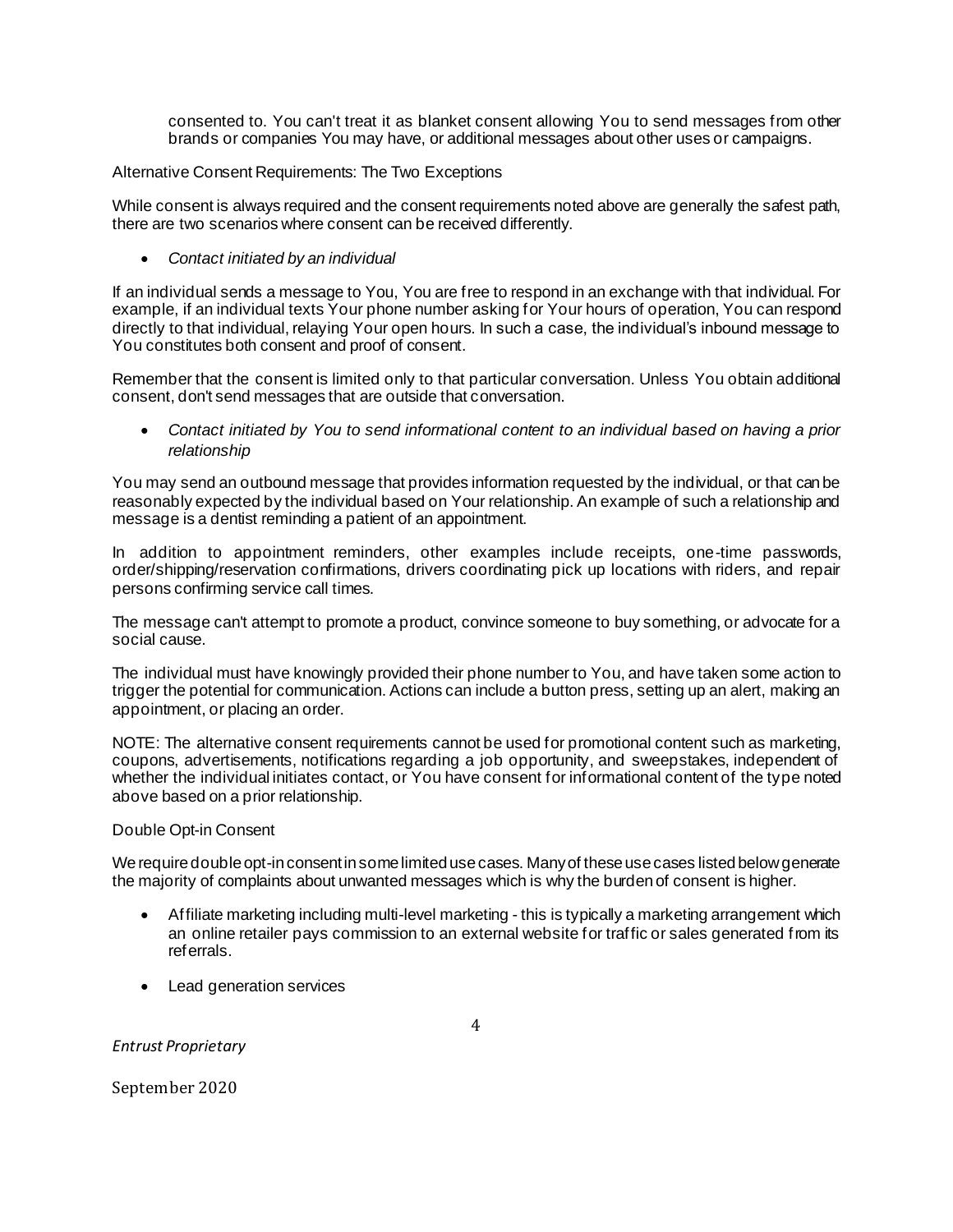consented to. You can't treat it as blanket consent allowing You to send messages from other brands or companies You may have, or additional messages about other uses or campaigns.

Alternative Consent Requirements: The Two Exceptions

While consent is always required and the consent requirements noted above are generally the safest path, there are two scenarios where consent can be received differently.

- *Contact initiated by an individual*

If an individual sends a message to You, You are free to respond in an exchange with that individual. For example, if an individual texts Your phone number asking for Your hours of operation, You can respond directly to that individual, relaying Your open hours. In such a case, the individual's inbound message to You constitutes both consent and proof of consent.

Remember that the consent is limited only to that particular conversation. Unless You obtain additional consent, don't send messages that are outside that conversation.

- *Contact initiated by You to send informational content to an individual based on having a prior relationship*

You may send an outbound message that provides information requested by the individual, or that can be reasonably expected by the individual based on Your relationship. An example of such a relationship and message is a dentist reminding a patient of an appointment.

In addition to appointment reminders, other examples include receipts, one-time passwords, order/shipping/reservation confirmations, drivers coordinating pick up locations with riders, and repair persons confirming service call times.

The message can't attempt to promote a product, convince someone to buy something, or advocate for a social cause.

The individual must have knowingly provided their phone number to You, and have taken some action to trigger the potential for communication. Actions can include a button press, setting up an alert, making an appointment, or placing an order.

NOTE: The alternative consent requirements cannot be used for promotional content such as marketing, coupons, advertisements, notifications regarding a job opportunity, and sweepstakes, independent of whether the individual initiates contact, or You have consent for informational content of the type noted above based on a prior relationship.

Double Opt-in Consent

We require double opt-in consent in some limited use cases. Many of these use cases listed below generate the majority of complaints about unwanted messages which is why the burden of consent is higher.

- Affiliate marketing including multi-level marketing - this is typically a marketing arrangement which an online retailer pays commission to an external website for traffic or sales generated from its referrals.
- Lead generation services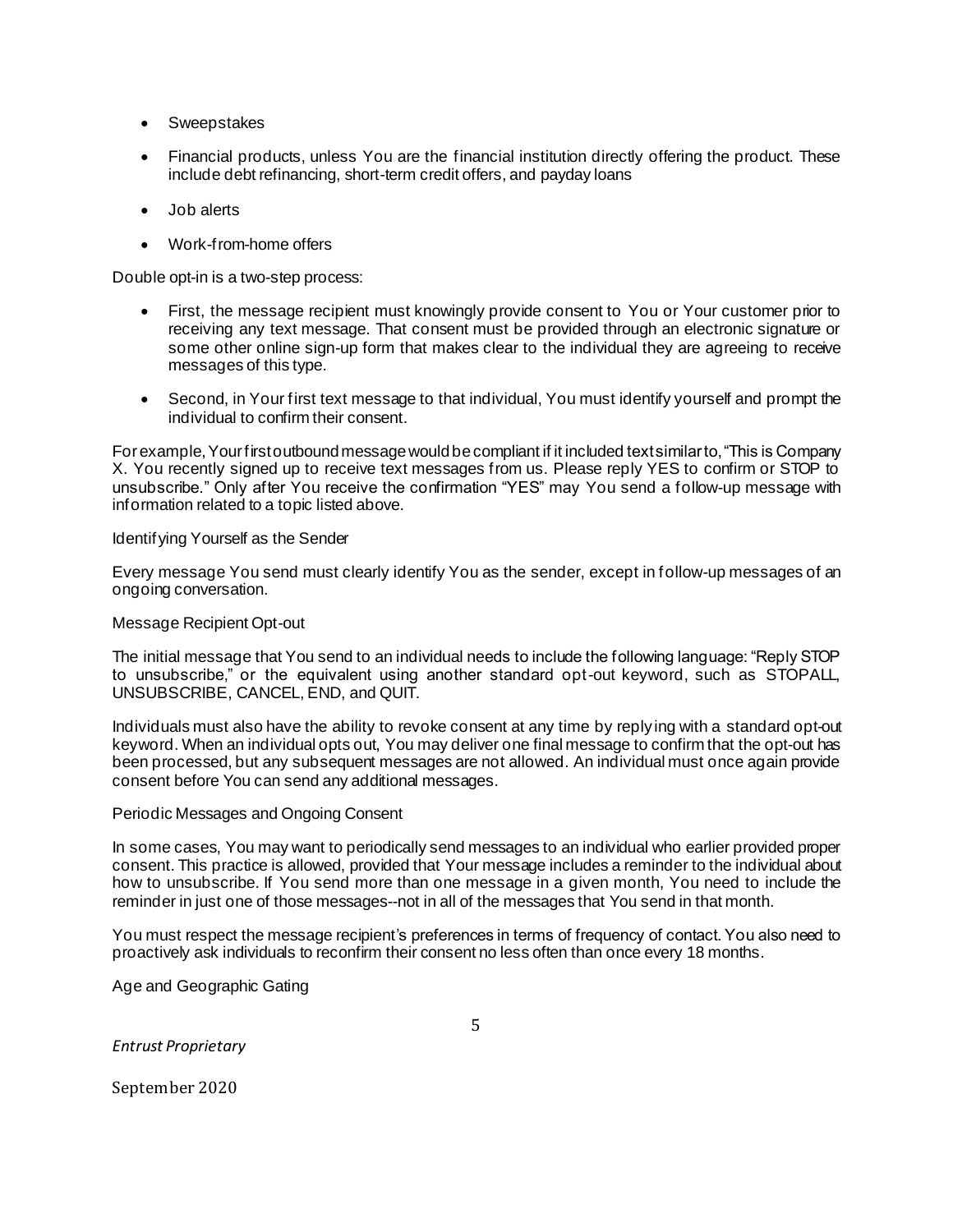- Sweepstakes
- Financial products, unless You are the financial institution directly offering the product. These include debt refinancing, short-term credit offers, and payday loans
- Job alerts
- Work-from-home offers

Double opt-in is a two-step process:

- First, the message recipient must knowingly provide consent to You or Your customer prior to receiving any text message. That consent must be provided through an electronic signature or some other online sign-up form that makes clear to the individual they are agreeing to receive messages of this type.
- Second, in Your first text message to that individual, You must identify yourself and prompt the individual to confirm their consent.

For example, Your first outbound message would be compliant if it included text similar to, "This is Company X. You recently signed up to receive text messages from us. Please reply YES to confirm or STOP to unsubscribe." Only after You receive the confirmation "YES" may You send a follow-up message with information related to a topic listed above.

Identifying Yourself as the Sender

Every message You send must clearly identify You as the sender, except in follow-up messages of an ongoing conversation.

Message Recipient Opt-out

The initial message that You send to an individual needs to include the following language: "Reply STOP to unsubscribe," or the equivalent using another standard opt-out keyword, such as STOPALL, UNSUBSCRIBE, CANCEL, END, and QUIT.

Individuals must also have the ability to revoke consent at any time by replying with a standard opt-out keyword. When an individual opts out, You may deliver one final message to confirm that the opt-out has been processed, but any subsequent messages are not allowed. An individual must once again provide consent before You can send any additional messages.

Periodic Messages and Ongoing Consent

In some cases, You may want to periodically send messages to an individual who earlier provided proper consent. This practice is allowed, provided that Your message includes a reminder to the individual about how to unsubscribe. If You send more than one message in a given month, You need to include the reminder in just one of those messages--not in all of the messages that You send in that month.

You must respect the message recipient's preferences in terms of frequency of contact. You also need to proactively ask individuals to reconfirm their consent no less often than once every 18 months.

Age and Geographic Gating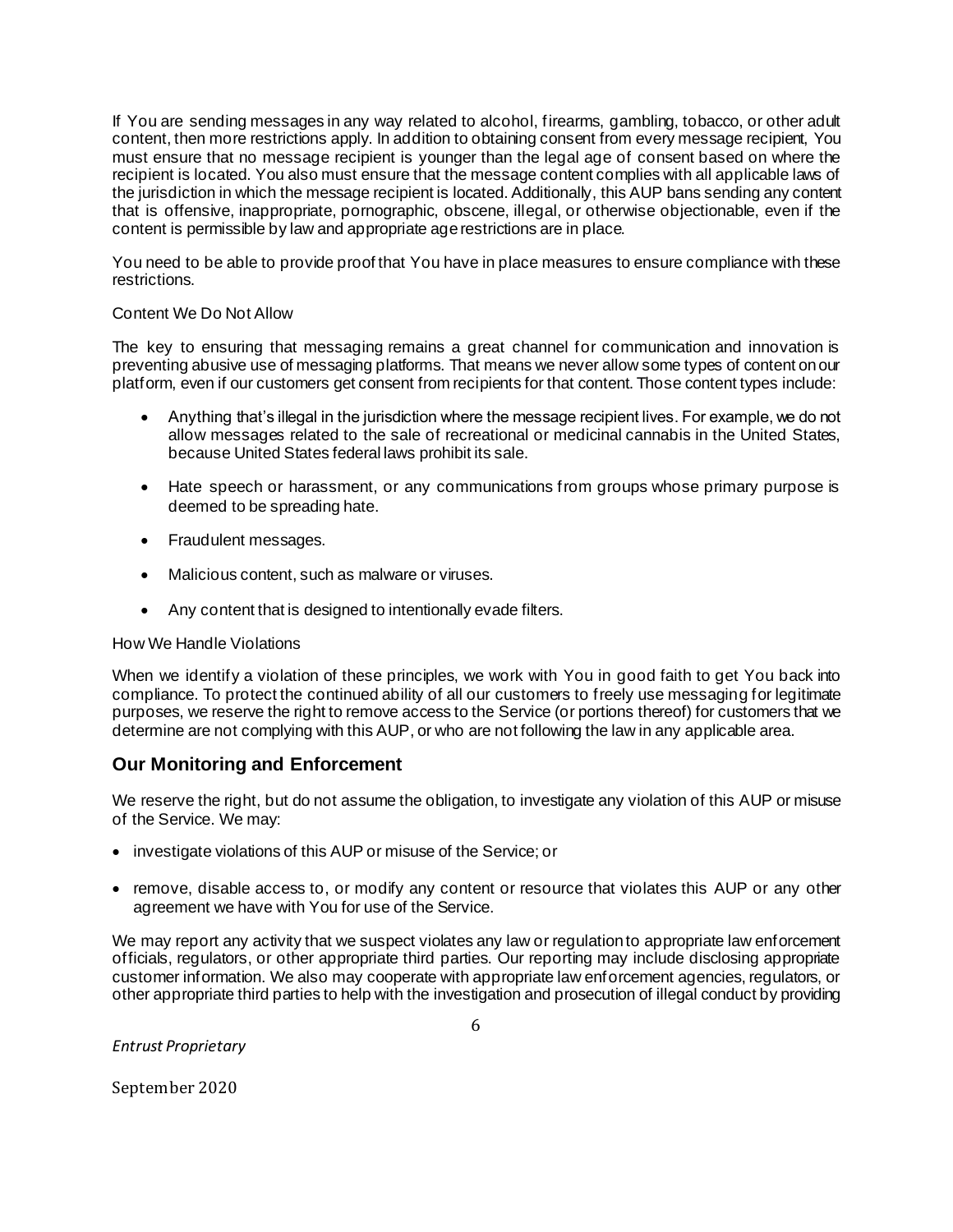If You are sending messages in any way related to alcohol, firearms, gambling, tobacco, or other adult content, then more restrictions apply. In addition to obtaining consent from every message recipient, You must ensure that no message recipient is younger than the legal age of consent based on where the recipient is located. You also must ensure that the message content complies with all applicable laws of the jurisdiction in which the message recipient is located. Additionally, this AUP bans sending any content that is offensive, inappropriate, pornographic, obscene, illegal, or otherwise objectionable, even if the content is permissible by law and appropriate age restrictions are in place.

You need to be able to provide proof that You have in place measures to ensure compliance with these restrictions.

Content We Do Not Allow

The key to ensuring that messaging remains a great channel for communication and innovation is preventing abusive use of messaging platforms. That means we never allow some types of content on our platform, even if our customers get consent from recipients for that content. Those content types include:

- Anything that's illegal in the jurisdiction where the message recipient lives. For example, we do not allow messages related to the sale of recreational or medicinal cannabis in the United States, because United States federal laws prohibit its sale.
- Hate speech or harassment, or any communications from groups whose primary purpose is deemed to be spreading hate.
- Fraudulent messages.
- Malicious content, such as malware or viruses.
- Any content that is designed to intentionally evade filters.

How We Handle Violations

When we identify a violation of these principles, we work with You in good faith to get You back into compliance. To protect the continued ability of all our customers to freely use messaging for legitimate purposes, we reserve the right to remove access to the Service (or portions thereof) for customers that we determine are not complying with this AUP, or who are not following the law in any applicable area.

## Our Monitoring and Enforcement

We reserve the right, but do not assume the obligation, to investigate any violation of this AUP or misuse of the Service. We may:

- investigate violations of this AUP or misuse of the Service; or
- remove, disable access to, or modify any content or resource that violates this AUP or any other agreement we have with You for use of the Service.

We may report any activity that we suspect violates any law or regulation to appropriate law enforcement officials, regulators, or other appropriate third parties. Our reporting may include disclosing appropriate customer information. We also may cooperate with appropriate law enforcement agencies, regulators, or other appropriate third parties to help with the investigation and prosecution of illegal conduct by providing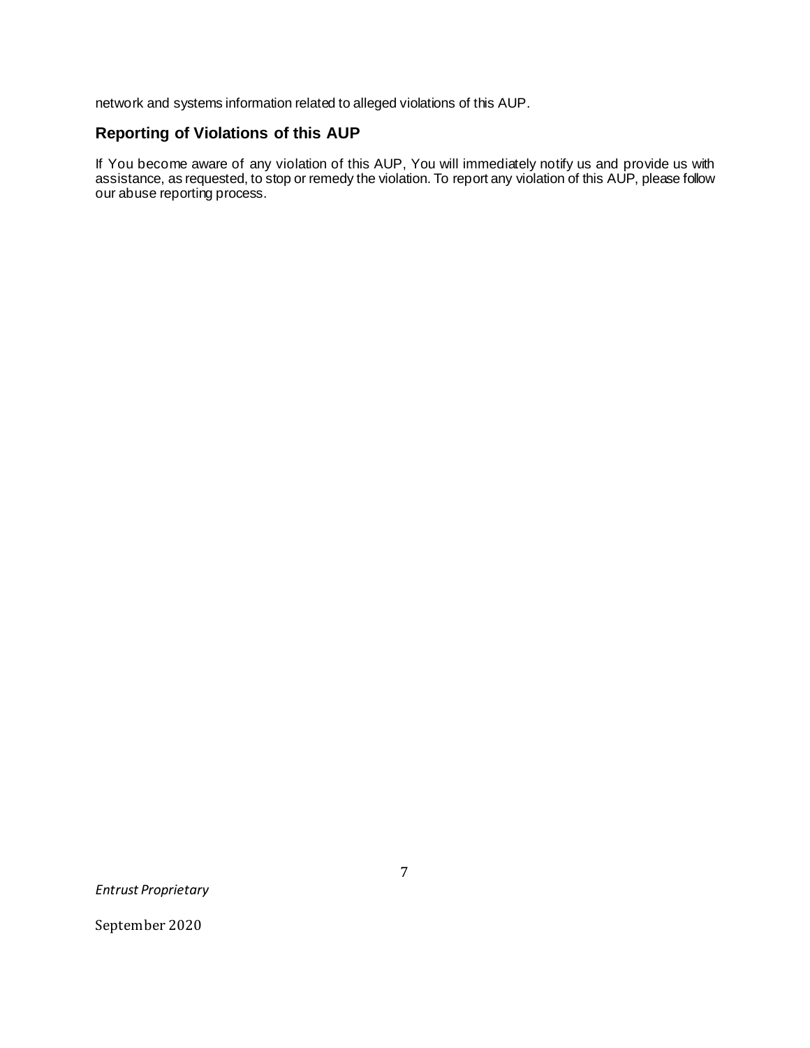network and systems information related to alleged violations of this AUP.

## Reporting of Violations of this AUP

If You become aware of any violation of this AUP, You will immediately notify us and provide us with assistance, as requested, to stop or remedy the violation. To report any violation of this AUP, please follow our abuse reporting process.